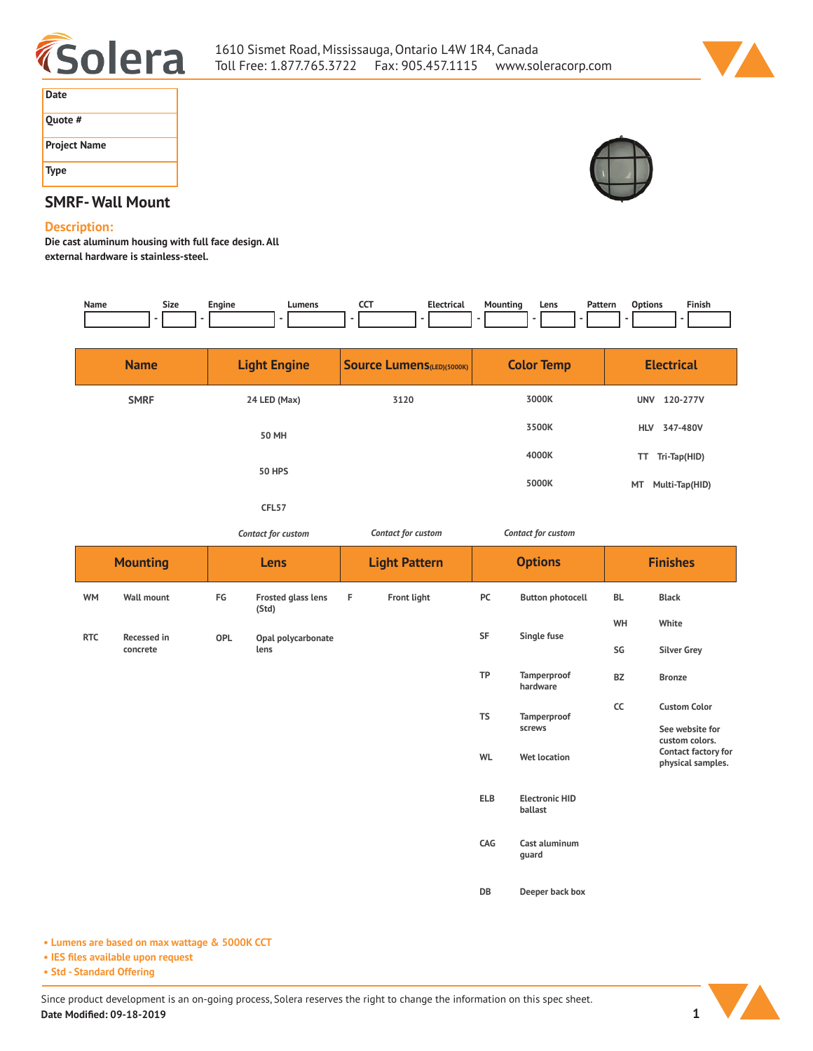1610 Sismet Road, Mississauga, Ontario L4W 1R4, Canada
Toll Free: 1.877.765.3722 Fax: 905.457.1115 www.soleracorp.com

| Date | |
|---|---|
| Quote # | |
| Project Name | |
| Type | |

## SMRF- Wall Mount

### Description:

**Die cast aluminum housing with full face design. All external hardware is stainless-steel.**

| Name | Size | Engine | Lumens | CCT | Electrical | Mounting | Lens | Pattern | Options | Finish |
|---|---|---|---|---|---|---|---|---|---|---|
| | | | | | | | | | | |

| Name | Light Engine | Source Lumens(LED)(5000K) | Color Temp | Electrical |
|---|---|---|---|---|
| SMRF | 24 LED (Max) | 3120 | 3000K | UNV 120-277V |
| | 50 MH | | 3500K | HLV 347-480V |
| | 50 HPS | | 4000K | TT Tri-Tap(HID) |
| | CFL57 | | 5000K | MT Multi-Tap(HID) |
| | *Contact for custom* | *Contact for custom* | *Contact for custom* | |

| Mounting | | Lens | | Light Pattern | | Options | | Finishes | |
|---|---|---|---|---|---|---|---|---|---|
| WM | Wall mount | FG | Frosted glass lens (Std) | F | Front light | PC | Button photocell | BL | Black |
| RTC | Recessed in concrete | OPL | Opal polycarbonate lens | | | SF | Single fuse | WH | White |
| | | | | | | TP | Tamperproof hardware | SG | Silver Grey |
| | | | | | | TS | Tamperproof screws | BZ | Bronze |
| | | | | | | WL | Wet location | CC | Custom Color<br>See website for custom colors. Contact factory for physical samples. |
| | | | | | | ELB | Electronic HID ballast | | |
| | | | | | | CAG | Cast aluminum guard | | |
| | | | | | | DB | Deeper back box | | |

- Lumens are based on max wattage & 5000K CCT
- IES files available upon request
- Std - Standard Offering

Since product development is an on-going process, Solera reserves the right to change the information on this spec sheet.

**Date Modified: 09-18-2019**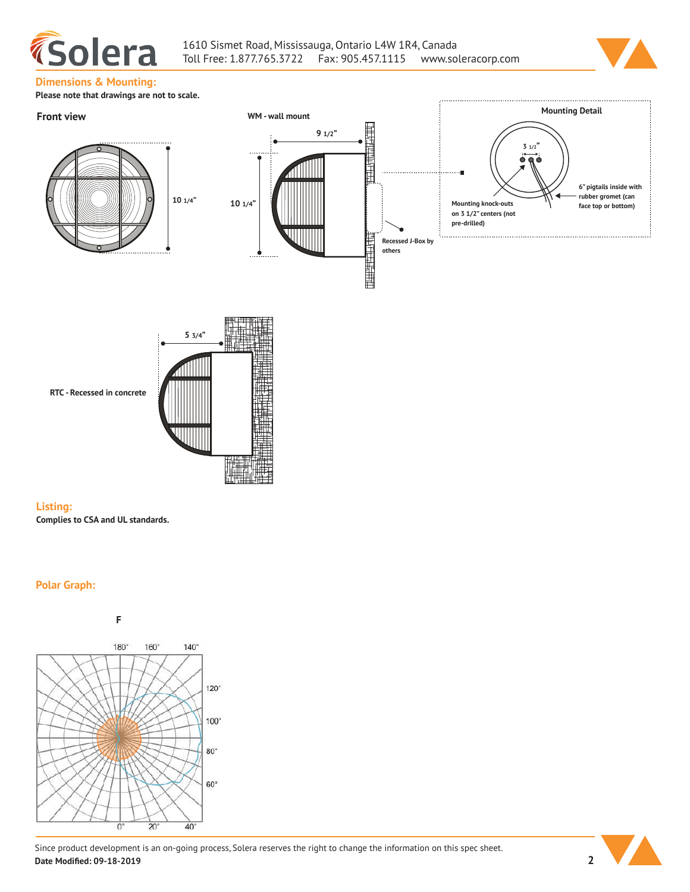## Dimensions & Mounting:

**Please note that drawings are not to scale.**

**Front view**

10 1/4"

**WM - wall mount**

9 1/2"

10 1/4"

Recessed J-Box by others

**Mounting Detail**

3 1/2"

Mounting knock-outs on 3 1/2" centers (not pre-drilled)

6" pigtails inside with rubber gromet (can face top or bottom)

**RTC - Recessed in concrete**

5 3/4"

## Listing:

**Complies to CSA and UL standards.**

## Polar Graph:

**F**

180° 160° 140°

120°

100°

80°

60°

0° 20° 40°

Since product development is an on-going process, Solera reserves the right to change the information on this spec sheet.

**Date Modified: 09-18-2019**